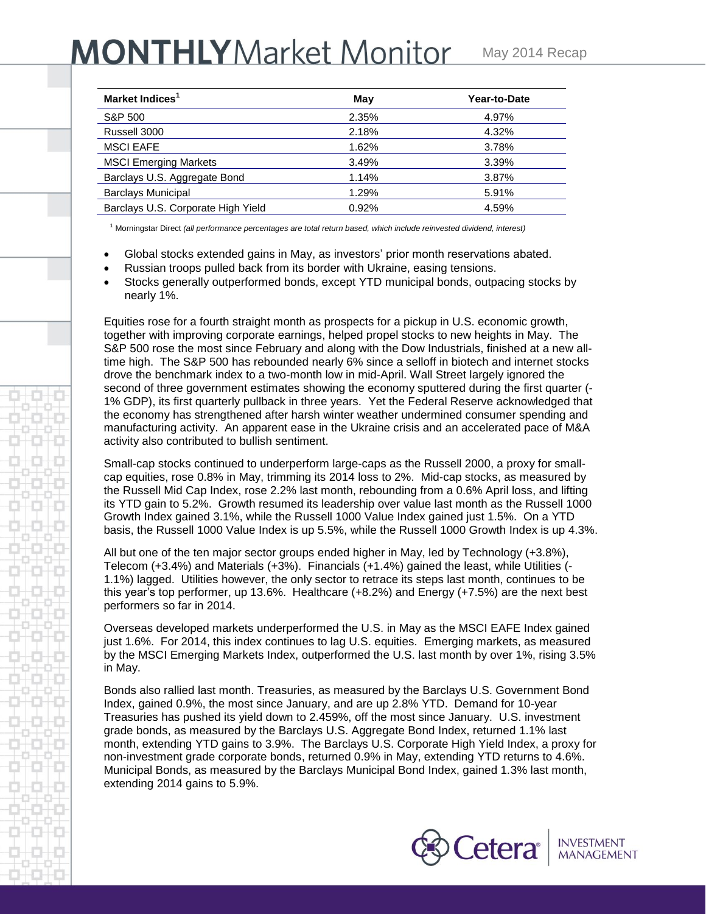# MONTHLY Market Monitor

May 2014 Recap

| Market Indices[1] | May | Year-to-Date |
|---|---|---|
| S&P 500 | 2.35% | 4.97% |
| Russell 3000 | 2.18% | 4.32% |
| MSCI EAFE | 1.62% | 3.78% |
| MSCI Emerging Markets | 3.49% | 3.39% |
| Barclays U.S. Aggregate Bond | 1.14% | 3.87% |
| Barclays Municipal | 1.29% | 5.91% |
| Barclays U.S. Corporate High Yield | 0.92% | 4.59% |

[1] Morningstar Direct *(all performance percentages are total return based, which include reinvested dividend, interest)*

- Global stocks extended gains in May, as investors' prior month reservations abated.
- Russian troops pulled back from its border with Ukraine, easing tensions.
- Stocks generally outperformed bonds, except YTD municipal bonds, outpacing stocks by nearly 1%.

Equities rose for a fourth straight month as prospects for a pickup in U.S. economic growth, together with improving corporate earnings, helped propel stocks to new heights in May. The S&P 500 rose the most since February and along with the Dow Industrials, finished at a new all-time high. The S&P 500 has rebounded nearly 6% since a selloff in biotech and internet stocks drove the benchmark index to a two-month low in mid-April. Wall Street largely ignored the second of three government estimates showing the economy sputtered during the first quarter (-1% GDP), its first quarterly pullback in three years. Yet the Federal Reserve acknowledged that the economy has strengthened after harsh winter weather undermined consumer spending and manufacturing activity. An apparent ease in the Ukraine crisis and an accelerated pace of M&A activity also contributed to bullish sentiment.

Small-cap stocks continued to underperform large-caps as the Russell 2000, a proxy for small-cap equities, rose 0.8% in May, trimming its 2014 loss to 2%. Mid-cap stocks, as measured by the Russell Mid Cap Index, rose 2.2% last month, rebounding from a 0.6% April loss, and lifting its YTD gain to 5.2%. Growth resumed its leadership over value last month as the Russell 1000 Growth Index gained 3.1%, while the Russell 1000 Value Index gained just 1.5%. On a YTD basis, the Russell 1000 Value Index is up 5.5%, while the Russell 1000 Growth Index is up 4.3%.

All but one of the ten major sector groups ended higher in May, led by Technology (+3.8%), Telecom (+3.4%) and Materials (+3%). Financials (+1.4%) gained the least, while Utilities (-1.1%) lagged. Utilities however, the only sector to retrace its steps last month, continues to be this year's top performer, up 13.6%. Healthcare (+8.2%) and Energy (+7.5%) are the next best performers so far in 2014.

Overseas developed markets underperformed the U.S. in May as the MSCI EAFE Index gained just 1.6%. For 2014, this index continues to lag U.S. equities. Emerging markets, as measured by the MSCI Emerging Markets Index, outperformed the U.S. last month by over 1%, rising 3.5% in May.

Bonds also rallied last month. Treasuries, as measured by the Barclays U.S. Government Bond Index, gained 0.9%, the most since January, and are up 2.8% YTD. Demand for 10-year Treasuries has pushed its yield down to 2.459%, off the most since January. U.S. investment grade bonds, as measured by the Barclays U.S. Aggregate Bond Index, returned 1.1% last month, extending YTD gains to 3.9%. The Barclays U.S. Corporate High Yield Index, a proxy for non-investment grade corporate bonds, returned 0.9% in May, extending YTD returns to 4.6%. Municipal Bonds, as measured by the Barclays Municipal Bond Index, gained 1.3% last month, extending 2014 gains to 5.9%.

Cetera® INVESTMENT MANAGEMENT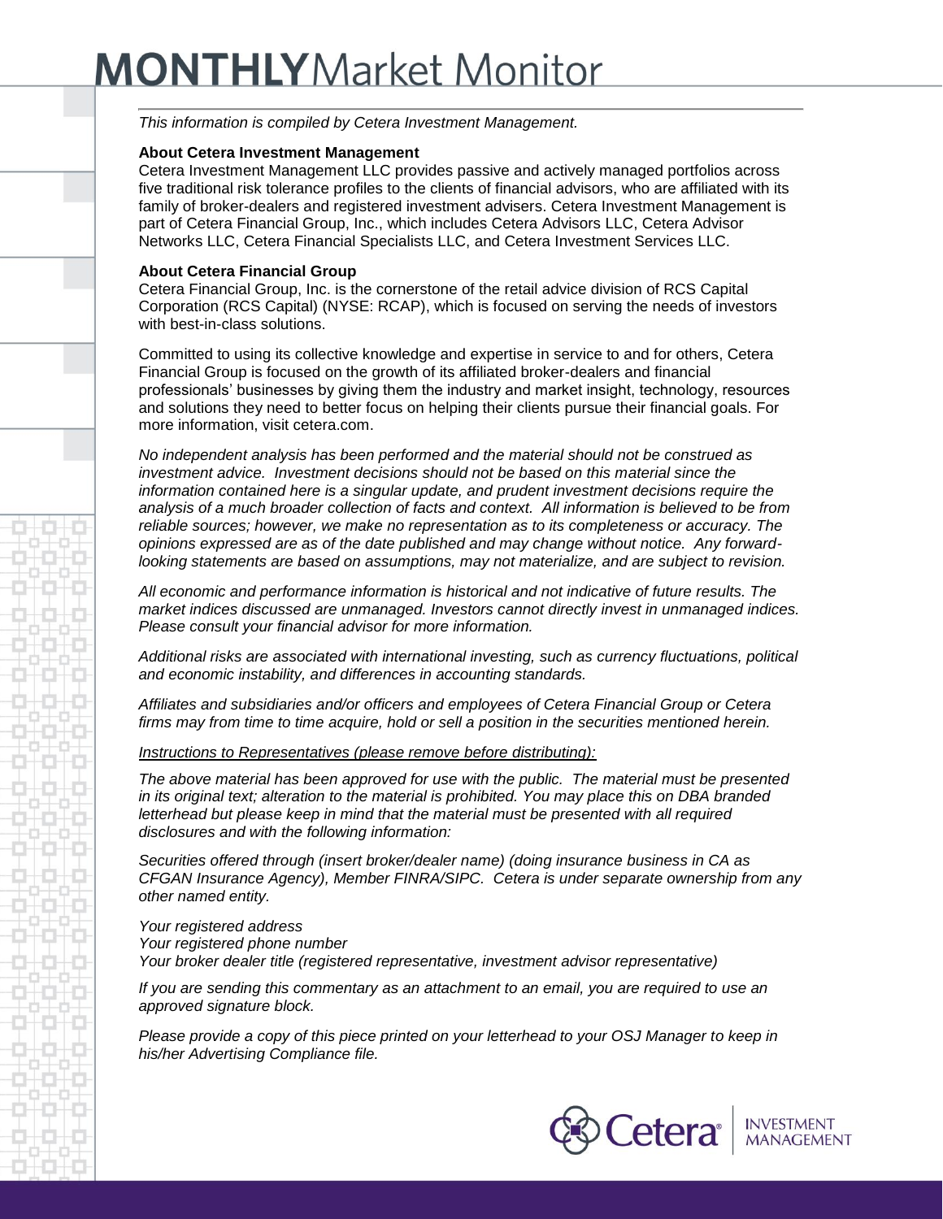# MONTHLY Market Monitor

*This information is compiled by Cetera Investment Management.*

**About Cetera Investment Management**

Cetera Investment Management LLC provides passive and actively managed portfolios across five traditional risk tolerance profiles to the clients of financial advisors, who are affiliated with its family of broker-dealers and registered investment advisers. Cetera Investment Management is part of Cetera Financial Group, Inc., which includes Cetera Advisors LLC, Cetera Advisor Networks LLC, Cetera Financial Specialists LLC, and Cetera Investment Services LLC.

**About Cetera Financial Group**

Cetera Financial Group, Inc. is the cornerstone of the retail advice division of RCS Capital Corporation (RCS Capital) (NYSE: RCAP), which is focused on serving the needs of investors with best-in-class solutions.

Committed to using its collective knowledge and expertise in service to and for others, Cetera Financial Group is focused on the growth of its affiliated broker-dealers and financial professionals' businesses by giving them the industry and market insight, technology, resources and solutions they need to better focus on helping their clients pursue their financial goals. For more information, visit cetera.com.

*No independent analysis has been performed and the material should not be construed as investment advice. Investment decisions should not be based on this material since the information contained here is a singular update, and prudent investment decisions require the analysis of a much broader collection of facts and context. All information is believed to be from reliable sources; however, we make no representation as to its completeness or accuracy. The opinions expressed are as of the date published and may change without notice. Any forward-looking statements are based on assumptions, may not materialize, and are subject to revision.*

*All economic and performance information is historical and not indicative of future results. The market indices discussed are unmanaged. Investors cannot directly invest in unmanaged indices. Please consult your financial advisor for more information.*

*Additional risks are associated with international investing, such as currency fluctuations, political and economic instability, and differences in accounting standards.*

*Affiliates and subsidiaries and/or officers and employees of Cetera Financial Group or Cetera firms may from time to time acquire, hold or sell a position in the securities mentioned herein.*

*Instructions to Representatives (please remove before distributing):*

*The above material has been approved for use with the public. The material must be presented in its original text; alteration to the material is prohibited. You may place this on DBA branded letterhead but please keep in mind that the material must be presented with all required disclosures and with the following information:*

*Securities offered through (insert broker/dealer name) (doing insurance business in CA as CFGAN Insurance Agency), Member FINRA/SIPC. Cetera is under separate ownership from any other named entity.*

*Your registered address*
*Your registered phone number*
*Your broker dealer title (registered representative, investment advisor representative)*

*If you are sending this commentary as an attachment to an email, you are required to use an approved signature block.*

*Please provide a copy of this piece printed on your letterhead to your OSJ Manager to keep in his/her Advertising Compliance file.*

Cetera® INVESTMENT MANAGEMENT